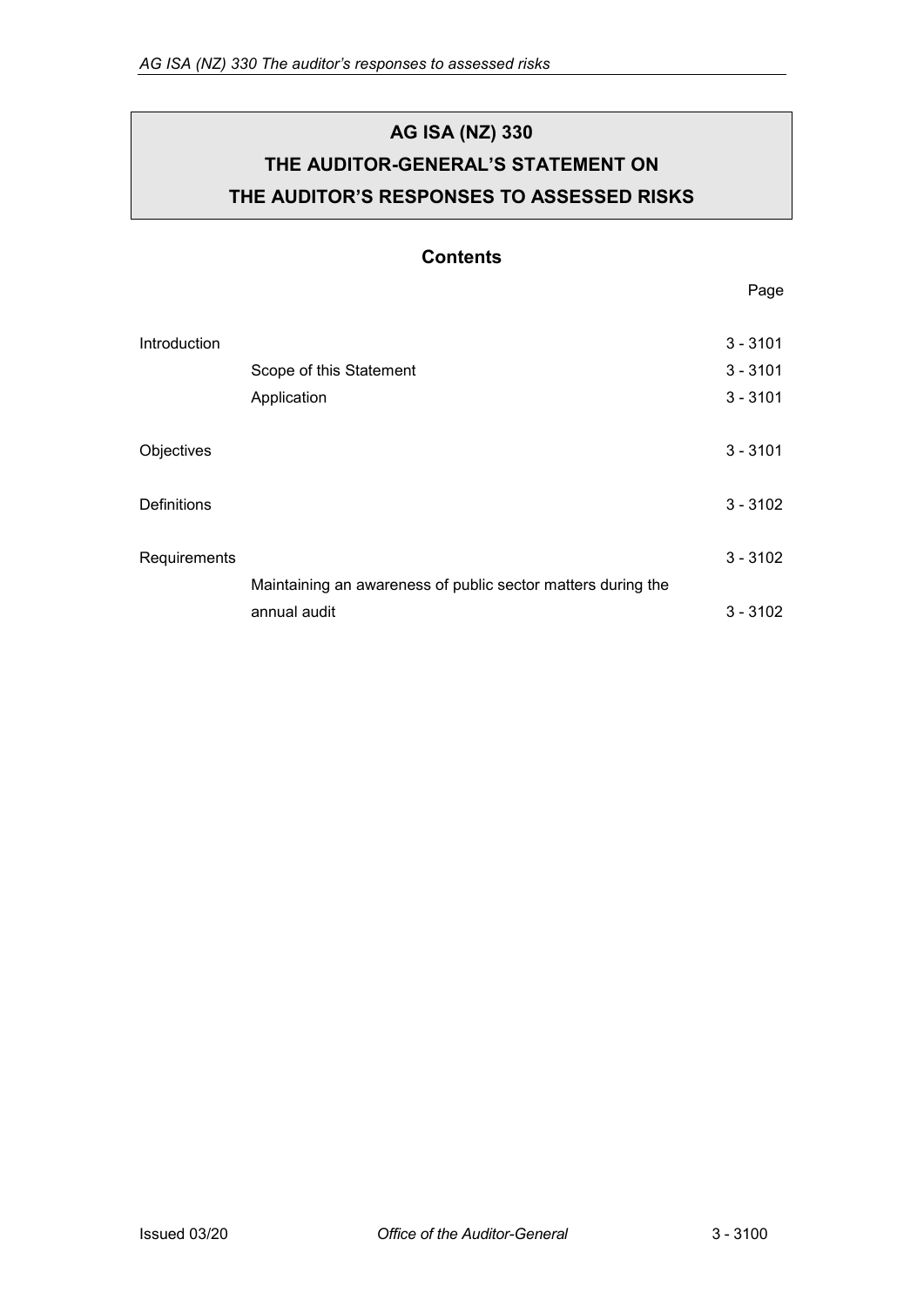# AG ISA (NZ) 330
# THE AUDITOR-GENERAL'S STATEMENT ON
# THE AUDITOR'S RESPONSES TO ASSESSED RISKS

## Contents

| | | Page |
|---|---|---|
| Introduction | | 3 - 3101 |
| | Scope of this Statement | 3 - 3101 |
| | Application | 3 - 3101 |
| Objectives | | 3 - 3101 |
| Definitions | | 3 - 3102 |
| Requirements | | 3 - 3102 |
| | Maintaining an awareness of public sector matters during the annual audit | 3 - 3102 |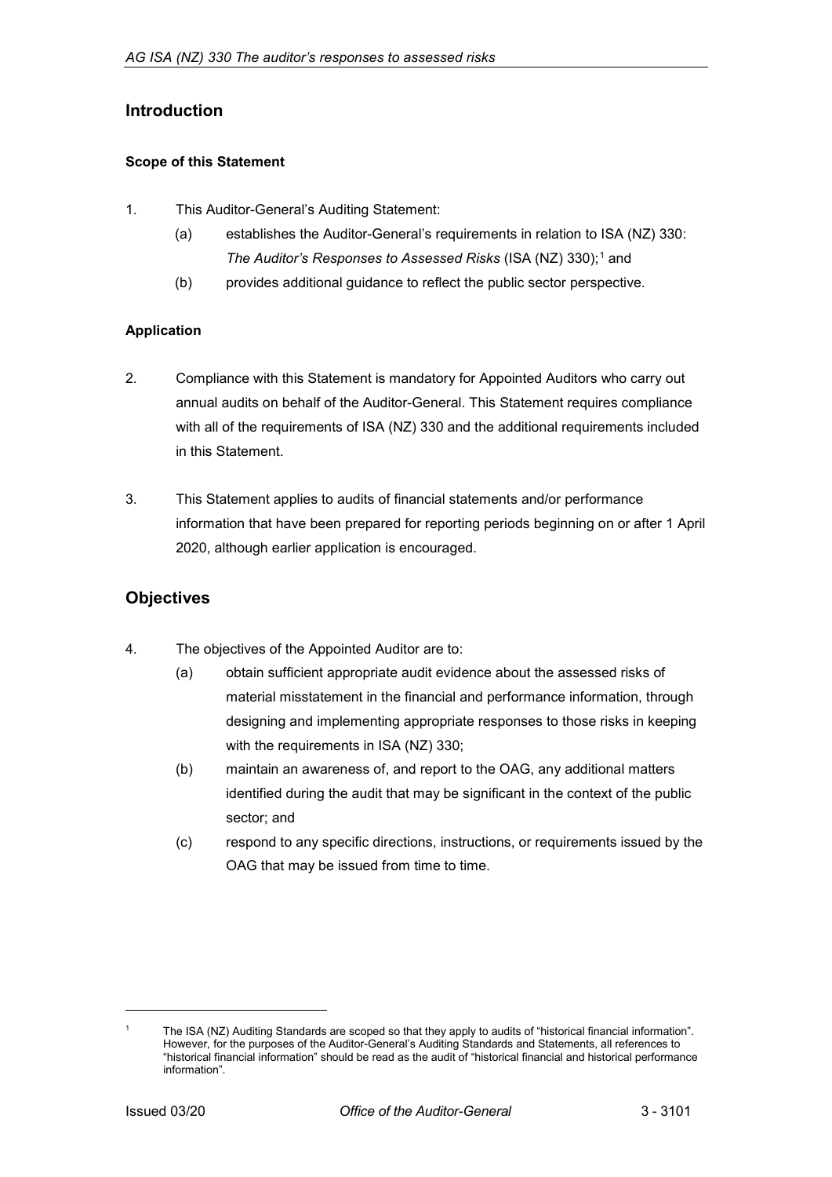## Introduction

### Scope of this Statement

1. This Auditor-General's Auditing Statement:

   (a) establishes the Auditor-General's requirements in relation to ISA (NZ) 330: *The Auditor's Responses to Assessed Risks* (ISA (NZ) 330);[1] and

   (b) provides additional guidance to reflect the public sector perspective.

### Application

2. Compliance with this Statement is mandatory for Appointed Auditors who carry out annual audits on behalf of the Auditor-General. This Statement requires compliance with all of the requirements of ISA (NZ) 330 and the additional requirements included in this Statement.

3. This Statement applies to audits of financial statements and/or performance information that have been prepared for reporting periods beginning on or after 1 April 2020, although earlier application is encouraged.

## Objectives

4. The objectives of the Appointed Auditor are to:

   (a) obtain sufficient appropriate audit evidence about the assessed risks of material misstatement in the financial and performance information, through designing and implementing appropriate responses to those risks in keeping with the requirements in ISA (NZ) 330;

   (b) maintain an awareness of, and report to the OAG, any additional matters identified during the audit that may be significant in the context of the public sector; and

   (c) respond to any specific directions, instructions, or requirements issued by the OAG that may be issued from time to time.

---

[1] The ISA (NZ) Auditing Standards are scoped so that they apply to audits of "historical financial information". However, for the purposes of the Auditor-General's Auditing Standards and Statements, all references to "historical financial information" should be read as the audit of "historical financial and historical performance information".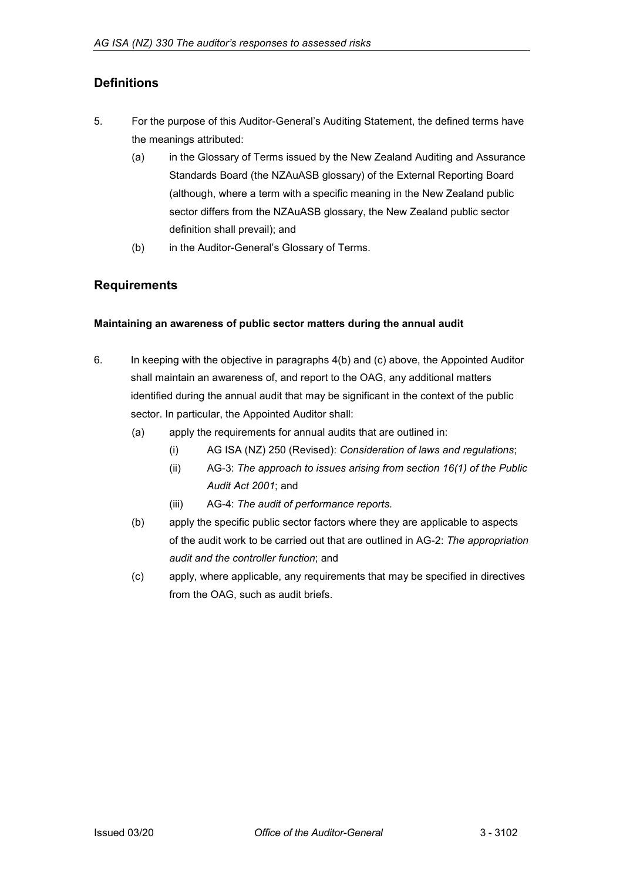## Definitions

5. For the purpose of this Auditor-General's Auditing Statement, the defined terms have the meanings attributed:
   (a) in the Glossary of Terms issued by the New Zealand Auditing and Assurance Standards Board (the NZAuASB glossary) of the External Reporting Board (although, where a term with a specific meaning in the New Zealand public sector differs from the NZAuASB glossary, the New Zealand public sector definition shall prevail); and
   (b) in the Auditor-General's Glossary of Terms.

## Requirements

**Maintaining an awareness of public sector matters during the annual audit**

6. In keeping with the objective in paragraphs 4(b) and (c) above, the Appointed Auditor shall maintain an awareness of, and report to the OAG, any additional matters identified during the annual audit that may be significant in the context of the public sector. In particular, the Appointed Auditor shall:
   (a) apply the requirements for annual audits that are outlined in:
      (i) AG ISA (NZ) 250 (Revised): *Consideration of laws and regulations*;
      (ii) AG-3: *The approach to issues arising from section 16(1) of the Public Audit Act 2001*; and
      (iii) AG-4: *The audit of performance reports.*
   (b) apply the specific public sector factors where they are applicable to aspects of the audit work to be carried out that are outlined in AG-2: *The appropriation audit and the controller function*; and
   (c) apply, where applicable, any requirements that may be specified in directives from the OAG, such as audit briefs.